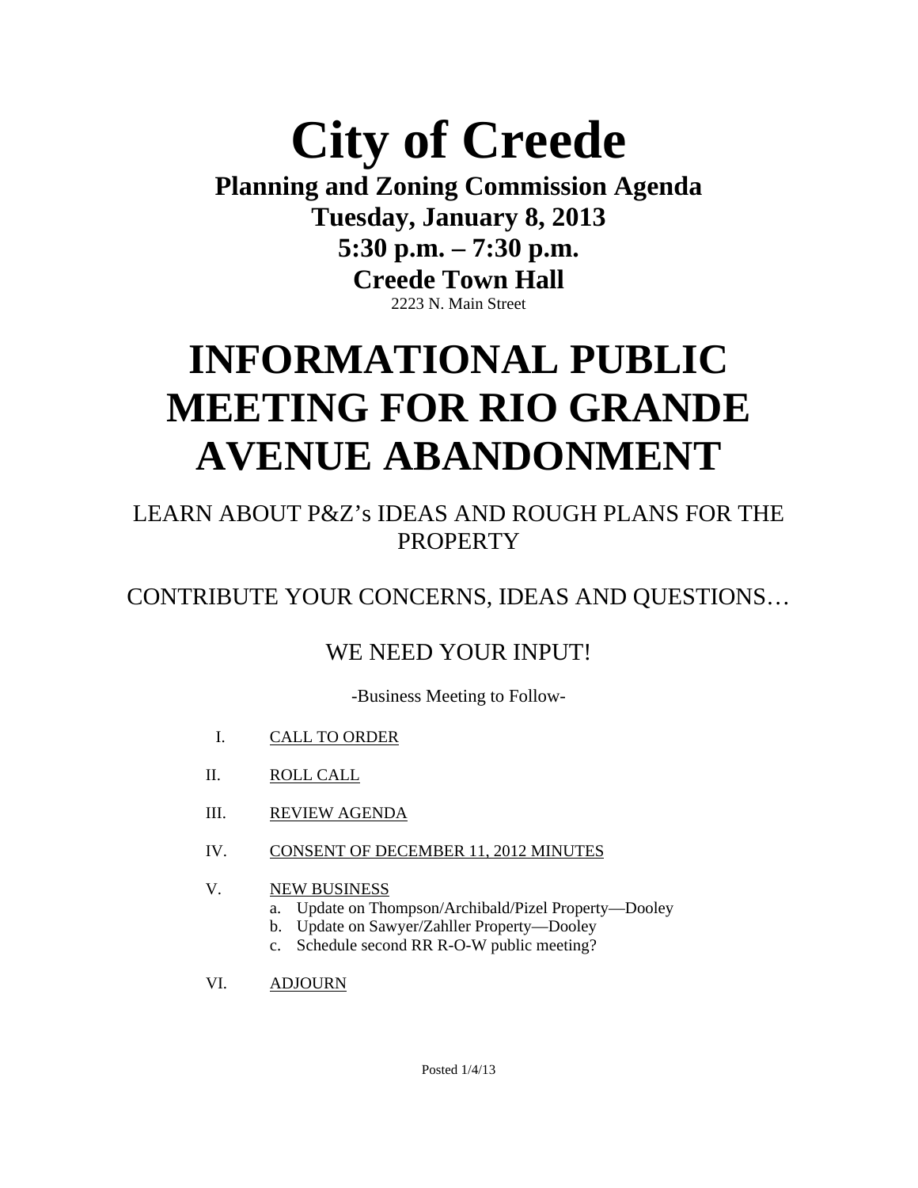# City of Creede

**Planning and Zoning Commission Agenda**
**Tuesday, January 8, 2013**
**5:30 p.m. – 7:30 p.m.**
**Creede Town Hall**
2223 N. Main Street

# INFORMATIONAL PUBLIC MEETING FOR RIO GRANDE AVENUE ABANDONMENT

LEARN ABOUT P&Z's IDEAS AND ROUGH PLANS FOR THE PROPERTY

CONTRIBUTE YOUR CONCERNS, IDEAS AND QUESTIONS…

WE NEED YOUR INPUT!

-Business Meeting to Follow-

I. CALL TO ORDER

II. ROLL CALL

III. REVIEW AGENDA

IV. CONSENT OF DECEMBER 11, 2012 MINUTES

V. NEW BUSINESS
   a. Update on Thompson/Archibald/Pizel Property—Dooley
   b. Update on Sawyer/Zahller Property—Dooley
   c. Schedule second RR R-O-W public meeting?

VI. ADJOURN

Posted 1/4/13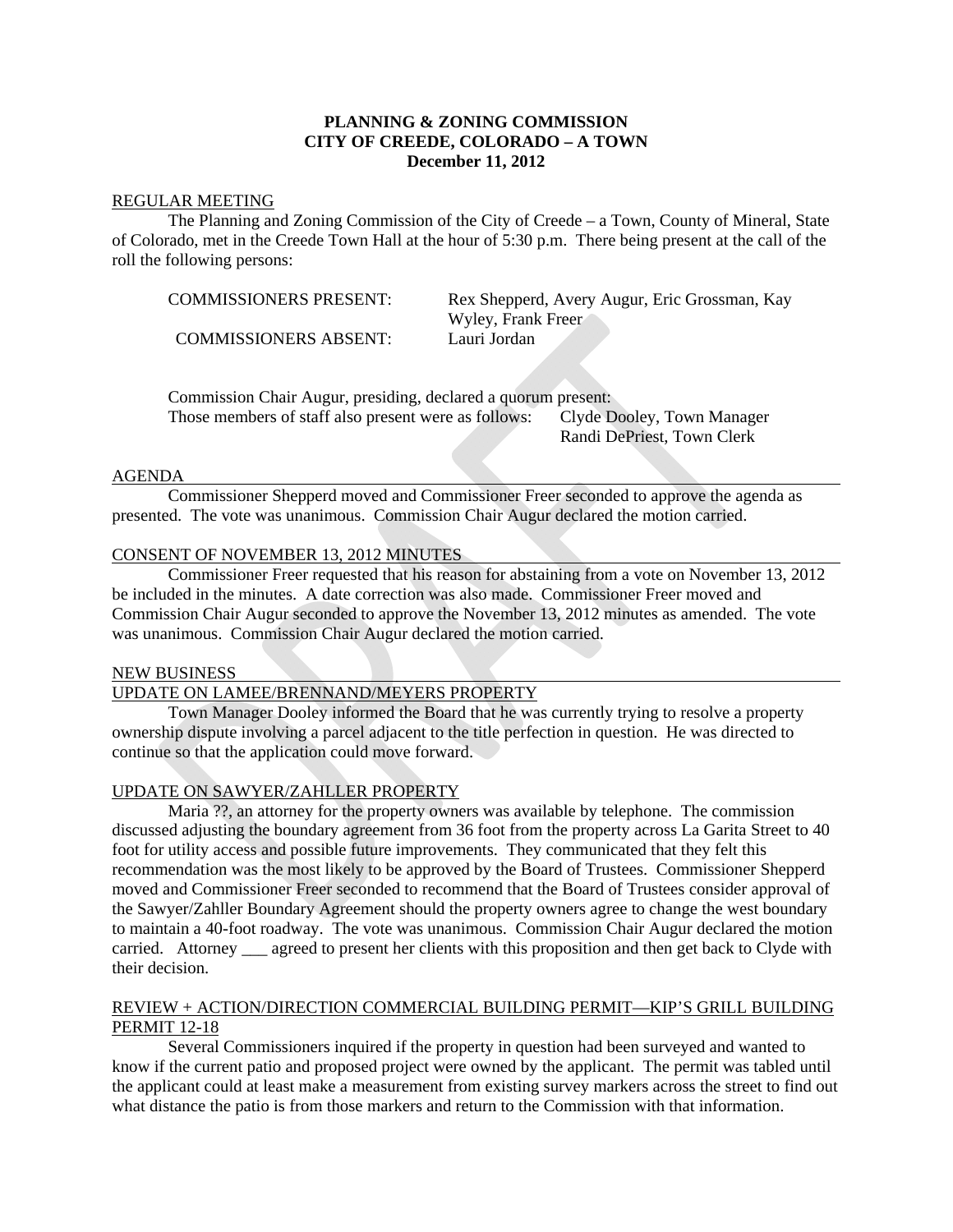**PLANNING & ZONING COMMISSION**
**CITY OF CREEDE, COLORADO – A TOWN**
**December 11, 2012**

REGULAR MEETING

The Planning and Zoning Commission of the City of Creede – a Town, County of Mineral, State of Colorado, met in the Creede Town Hall at the hour of 5:30 p.m. There being present at the call of the roll the following persons:

COMMISSIONERS PRESENT: Rex Shepperd, Avery Augur, Eric Grossman, Kay Wyley, Frank Freer

COMMISSIONERS ABSENT: Lauri Jordan

Commission Chair Augur, presiding, declared a quorum present:

Those members of staff also present were as follows: Clyde Dooley, Town Manager
Randi DePriest, Town Clerk

AGENDA

Commissioner Shepperd moved and Commissioner Freer seconded to approve the agenda as presented. The vote was unanimous. Commission Chair Augur declared the motion carried.

CONSENT OF NOVEMBER 13, 2012 MINUTES

Commissioner Freer requested that his reason for abstaining from a vote on November 13, 2012 be included in the minutes. A date correction was also made. Commissioner Freer moved and Commission Chair Augur seconded to approve the November 13, 2012 minutes as amended. The vote was unanimous. Commission Chair Augur declared the motion carried.

NEW BUSINESS

UPDATE ON LAMEE/BRENNAND/MEYERS PROPERTY

Town Manager Dooley informed the Board that he was currently trying to resolve a property ownership dispute involving a parcel adjacent to the title perfection in question. He was directed to continue so that the application could move forward.

UPDATE ON SAWYER/ZAHLLER PROPERTY

Maria ??, an attorney for the property owners was available by telephone. The commission discussed adjusting the boundary agreement from 36 foot from the property across La Garita Street to 40 foot for utility access and possible future improvements. They communicated that they felt this recommendation was the most likely to be approved by the Board of Trustees. Commissioner Shepperd moved and Commissioner Freer seconded to recommend that the Board of Trustees consider approval of the Sawyer/Zahller Boundary Agreement should the property owners agree to change the west boundary to maintain a 40-foot roadway. The vote was unanimous. Commission Chair Augur declared the motion carried. Attorney ___ agreed to present her clients with this proposition and then get back to Clyde with their decision.

REVIEW + ACTION/DIRECTION COMMERCIAL BUILDING PERMIT—KIP'S GRILL BUILDING PERMIT 12-18

Several Commissioners inquired if the property in question had been surveyed and wanted to know if the current patio and proposed project were owned by the applicant. The permit was tabled until the applicant could at least make a measurement from existing survey markers across the street to find out what distance the patio is from those markers and return to the Commission with that information.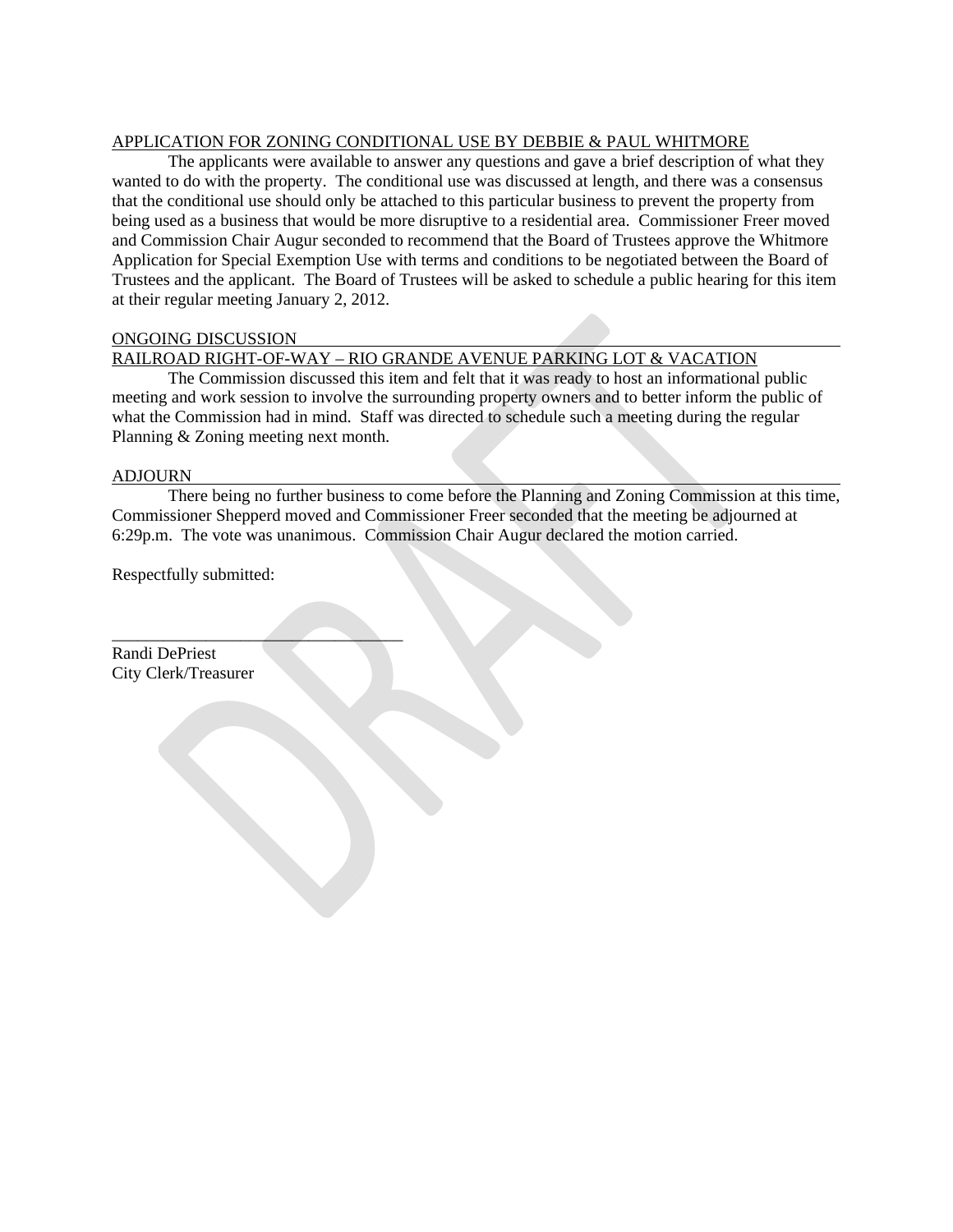APPLICATION FOR ZONING CONDITIONAL USE BY DEBBIE & PAUL WHITMORE

The applicants were available to answer any questions and gave a brief description of what they wanted to do with the property. The conditional use was discussed at length, and there was a consensus that the conditional use should only be attached to this particular business to prevent the property from being used as a business that would be more disruptive to a residential area. Commissioner Freer moved and Commission Chair Augur seconded to recommend that the Board of Trustees approve the Whitmore Application for Special Exemption Use with terms and conditions to be negotiated between the Board of Trustees and the applicant. The Board of Trustees will be asked to schedule a public hearing for this item at their regular meeting January 2, 2012.

ONGOING DISCUSSION

RAILROAD RIGHT-OF-WAY – RIO GRANDE AVENUE PARKING LOT & VACATION

The Commission discussed this item and felt that it was ready to host an informational public meeting and work session to involve the surrounding property owners and to better inform the public of what the Commission had in mind. Staff was directed to schedule such a meeting during the regular Planning & Zoning meeting next month.

ADJOURN

There being no further business to come before the Planning and Zoning Commission at this time, Commissioner Shepperd moved and Commissioner Freer seconded that the meeting be adjourned at 6:29p.m. The vote was unanimous. Commission Chair Augur declared the motion carried.

Respectfully submitted:

___________________________________

Randi DePriest
City Clerk/Treasurer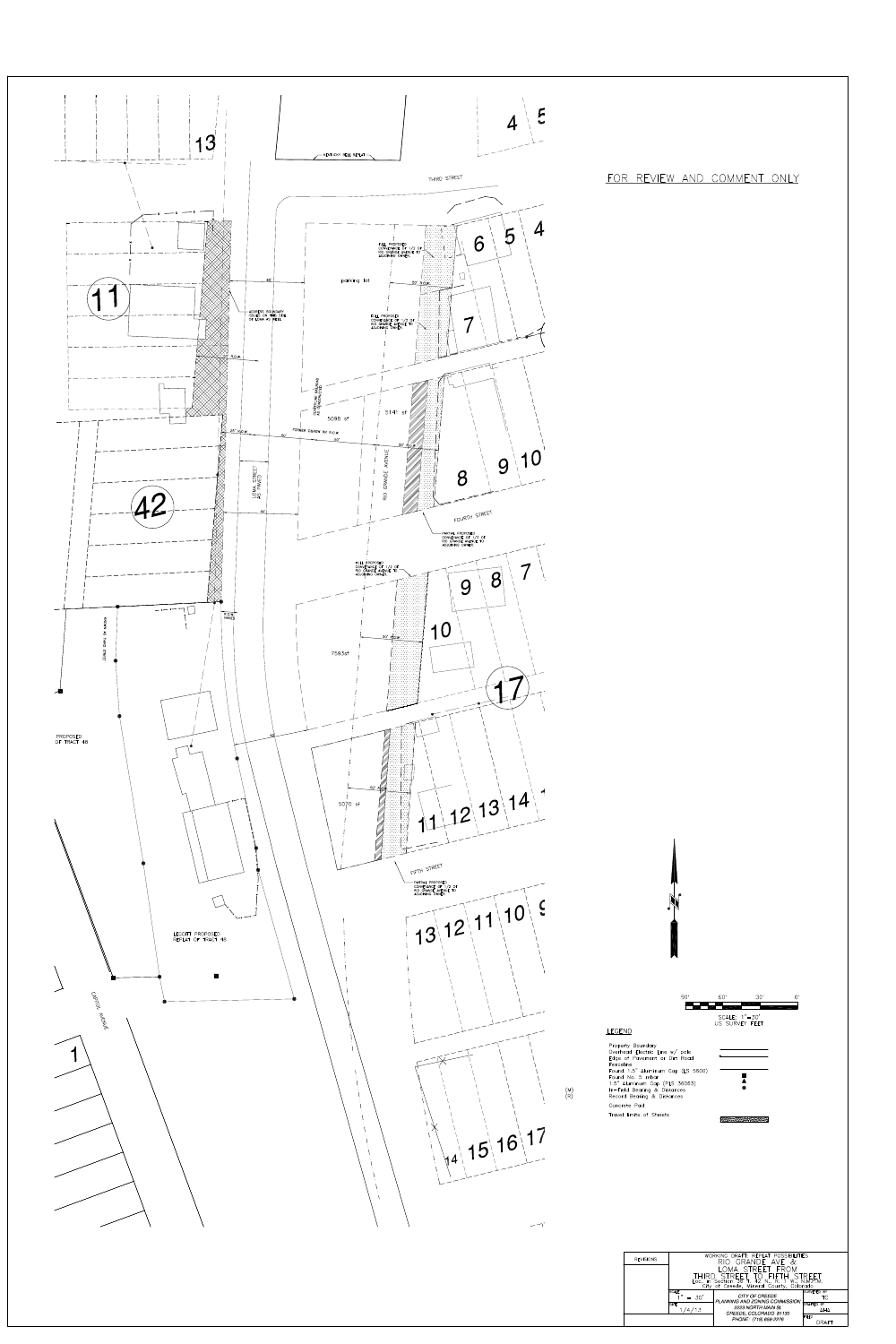FOR REVIEW AND COMMENT ONLY

THIRD STREET

FOURTH STREET

FIFTH STREET

RIO GRANDE AVENUE

LOMA STREET

CAPITOL AVENUE

parking lot

5098 sf

5141 sf

7593sf

5076 sf

FULL PROPOSED CONVEYANCE OF 1/2 OF RIO GRANDE AVENUE TO ADJOINING OWNER

PARTIAL PROPOSED CONVEYANCE OF 1/2 OF RIO GRANDE AVENUE TO ADJOINING OWNER

PROPOSED OF TRACT 48

LEGOTT PROPOSED REPLAT OF TRACT 48

SCALE: 1" = 30'
US SURVEY FEET

## LEGEND

- Property Boundary
- Overhead Electric Line w/ pole
- Edge of Pavement or Dirt Road
- Fenceline
- Found 1.5" Aluminum Cap (LS 5600)
- Found No. 5 rebar
- 1.5" Aluminum Cap (PLS 36063)
- In-Field Bearing & Distances (M)
- Record Bearing & Distances (R)
- Concrete Pad
- Travel limits of Streets

| REVISIONS | WORKING DRAFT REPLAT POSSIBILITIES RIO GRANDE AVE & LOMA STREET FROM THIRD STREET TO FIFTH STREET Loc. in Section 26 T. 42 N., R. 1 W., N.M.P.M. City of Creede, Mineral County, Colorado | |
|---|---|---|
| SCALE 1" = 30' | CITY OF CREEDE PLANNING AND ZONING COMMISSION 2333 NORTH MAIN St. CREEDE, COLORADO 81130 PHONE: (719) 658-2276 | CHECKED BY TC |
| DATE 1/4/13 | | DRAWN BY AHL |
| | | REF DRAFT |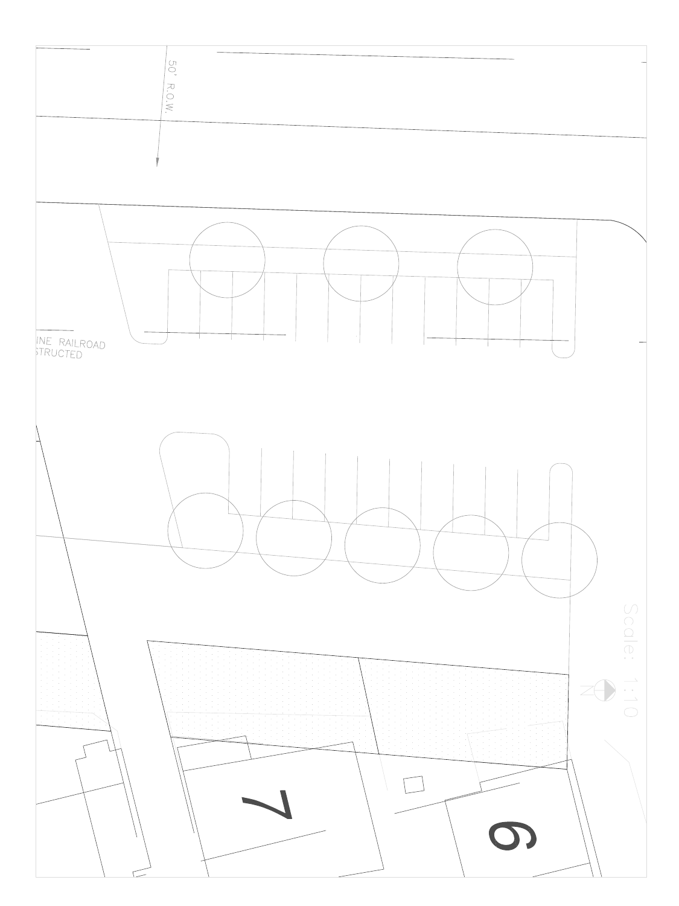50' R.O.W.

INE RAILROAD
STRUCTED

Scale: 1:10

N

7

6